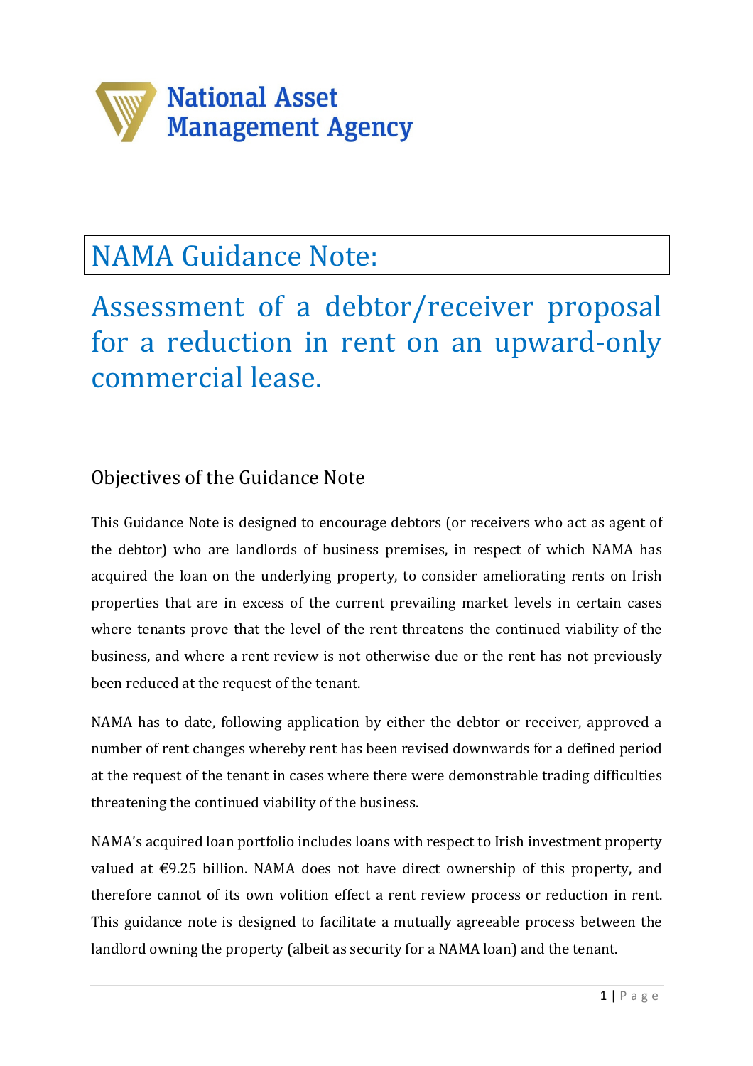National Asset Management Agency

# NAMA Guidance Note:

## Assessment of a debtor/receiver proposal for a reduction in rent on an upward-only commercial lease.

### Objectives of the Guidance Note

This Guidance Note is designed to encourage debtors (or receivers who act as agent of the debtor) who are landlords of business premises, in respect of which NAMA has acquired the loan on the underlying property, to consider ameliorating rents on Irish properties that are in excess of the current prevailing market levels in certain cases where tenants prove that the level of the rent threatens the continued viability of the business, and where a rent review is not otherwise due or the rent has not previously been reduced at the request of the tenant.

NAMA has to date, following application by either the debtor or receiver, approved a number of rent changes whereby rent has been revised downwards for a defined period at the request of the tenant in cases where there were demonstrable trading difficulties threatening the continued viability of the business.

NAMA's acquired loan portfolio includes loans with respect to Irish investment property valued at €9.25 billion. NAMA does not have direct ownership of this property, and therefore cannot of its own volition effect a rent review process or reduction in rent. This guidance note is designed to facilitate a mutually agreeable process between the landlord owning the property (albeit as security for a NAMA loan) and the tenant.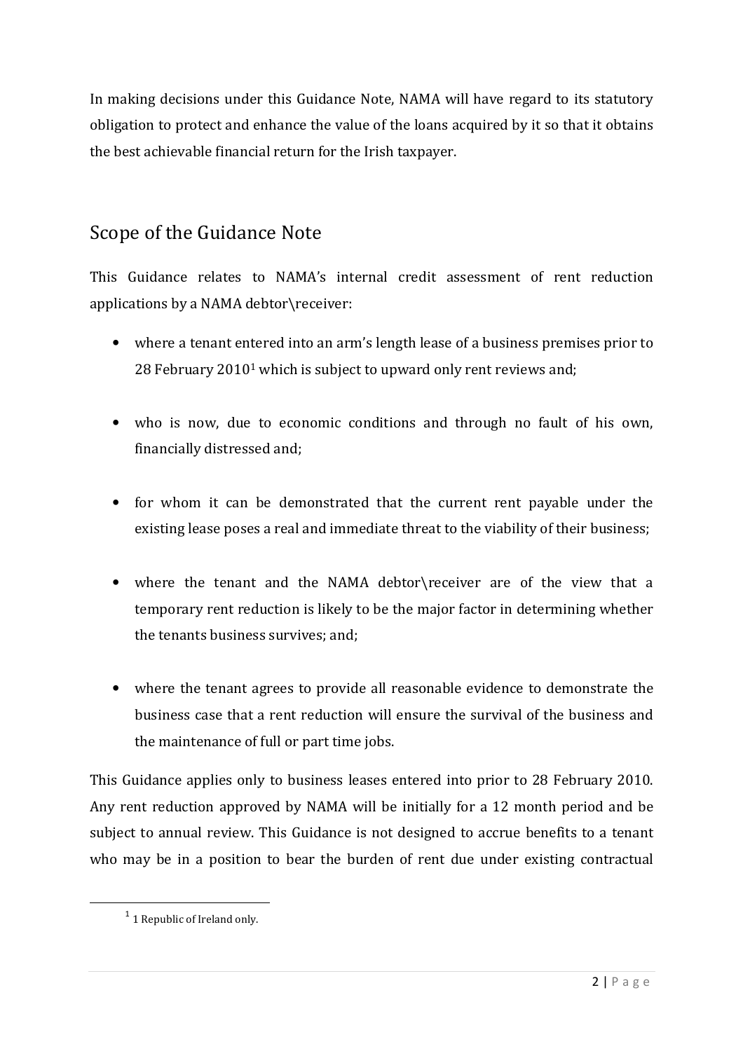In making decisions under this Guidance Note, NAMA will have regard to its statutory obligation to protect and enhance the value of the loans acquired by it so that it obtains the best achievable financial return for the Irish taxpayer.

## Scope of the Guidance Note

This Guidance relates to NAMA's internal credit assessment of rent reduction applications by a NAMA debtor\receiver:

- where a tenant entered into an arm's length lease of a business premises prior to 28 February 2010[1] which is subject to upward only rent reviews and;

- who is now, due to economic conditions and through no fault of his own, financially distressed and;

- for whom it can be demonstrated that the current rent payable under the existing lease poses a real and immediate threat to the viability of their business;

- where the tenant and the NAMA debtor\receiver are of the view that a temporary rent reduction is likely to be the major factor in determining whether the tenants business survives; and;

- where the tenant agrees to provide all reasonable evidence to demonstrate the business case that a rent reduction will ensure the survival of the business and the maintenance of full or part time jobs.

This Guidance applies only to business leases entered into prior to 28 February 2010. Any rent reduction approved by NAMA will be initially for a 12 month period and be subject to annual review. This Guidance is not designed to accrue benefits to a tenant who may be in a position to bear the burden of rent due under existing contractual

[1] 1 Republic of Ireland only.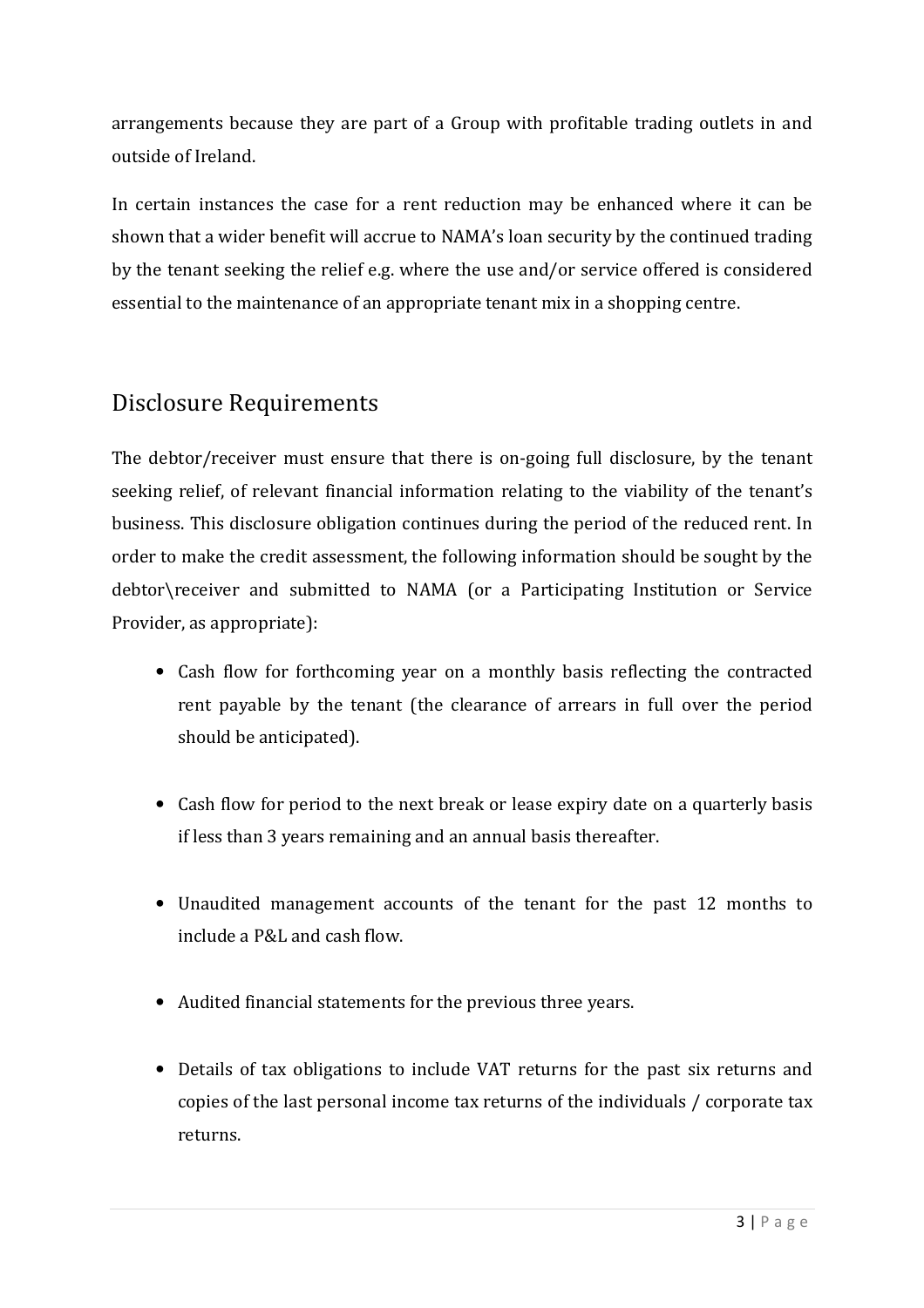arrangements because they are part of a Group with profitable trading outlets in and outside of Ireland.

In certain instances the case for a rent reduction may be enhanced where it can be shown that a wider benefit will accrue to NAMA's loan security by the continued trading by the tenant seeking the relief e.g. where the use and/or service offered is considered essential to the maintenance of an appropriate tenant mix in a shopping centre.

## Disclosure Requirements

The debtor/receiver must ensure that there is on-going full disclosure, by the tenant seeking relief, of relevant financial information relating to the viability of the tenant's business. This disclosure obligation continues during the period of the reduced rent. In order to make the credit assessment, the following information should be sought by the debtor\receiver and submitted to NAMA (or a Participating Institution or Service Provider, as appropriate):

- Cash flow for forthcoming year on a monthly basis reflecting the contracted rent payable by the tenant (the clearance of arrears in full over the period should be anticipated).

- Cash flow for period to the next break or lease expiry date on a quarterly basis if less than 3 years remaining and an annual basis thereafter.

- Unaudited management accounts of the tenant for the past 12 months to include a P&L and cash flow.

- Audited financial statements for the previous three years.

- Details of tax obligations to include VAT returns for the past six returns and copies of the last personal income tax returns of the individuals / corporate tax returns.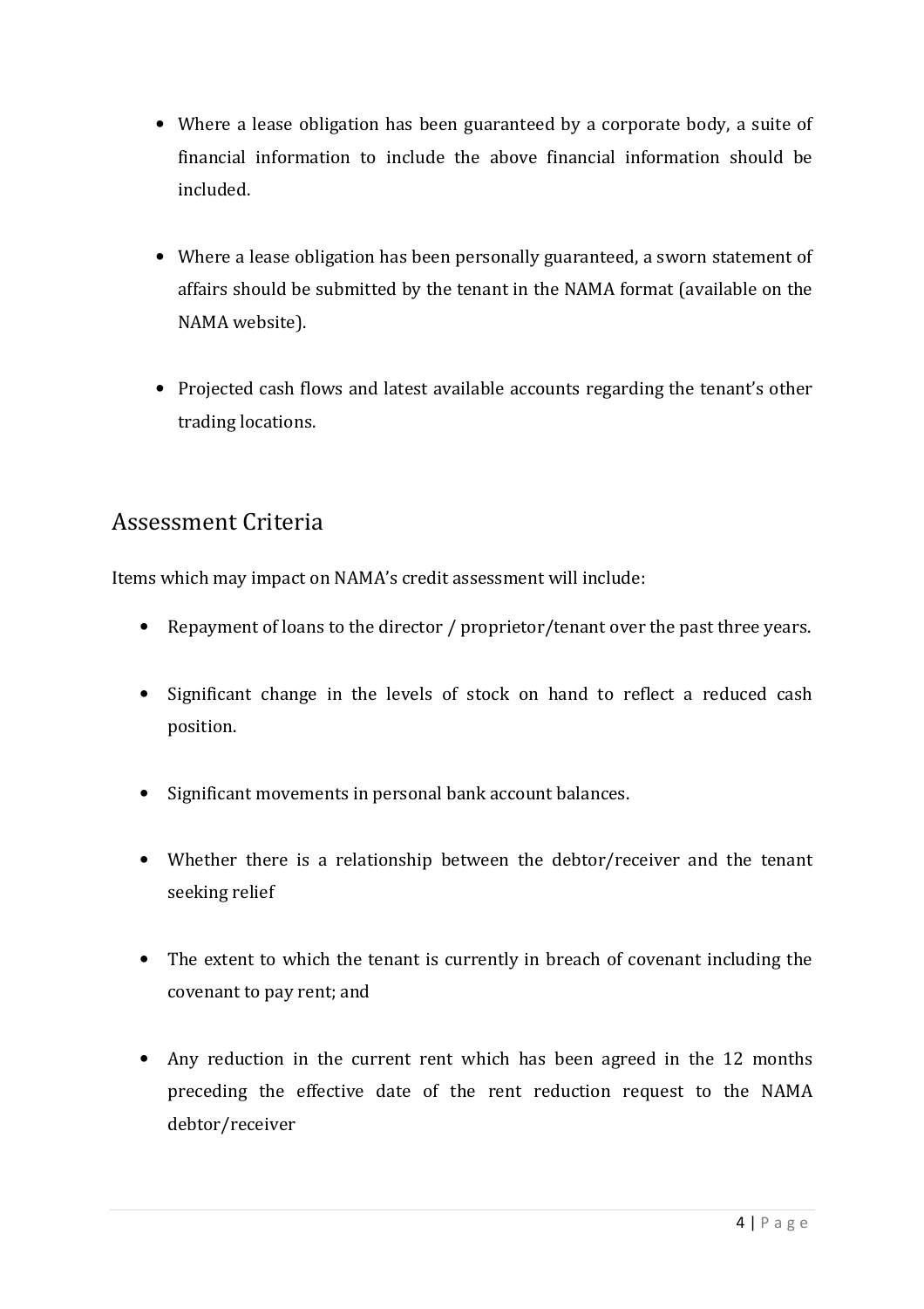- Where a lease obligation has been guaranteed by a corporate body, a suite of financial information to include the above financial information should be included.

- Where a lease obligation has been personally guaranteed, a sworn statement of affairs should be submitted by the tenant in the NAMA format (available on the NAMA website).

- Projected cash flows and latest available accounts regarding the tenant's other trading locations.

## Assessment Criteria

Items which may impact on NAMA's credit assessment will include:

- Repayment of loans to the director / proprietor/tenant over the past three years.

- Significant change in the levels of stock on hand to reflect a reduced cash position.

- Significant movements in personal bank account balances.

- Whether there is a relationship between the debtor/receiver and the tenant seeking relief

- The extent to which the tenant is currently in breach of covenant including the covenant to pay rent; and

- Any reduction in the current rent which has been agreed in the 12 months preceding the effective date of the rent reduction request to the NAMA debtor/receiver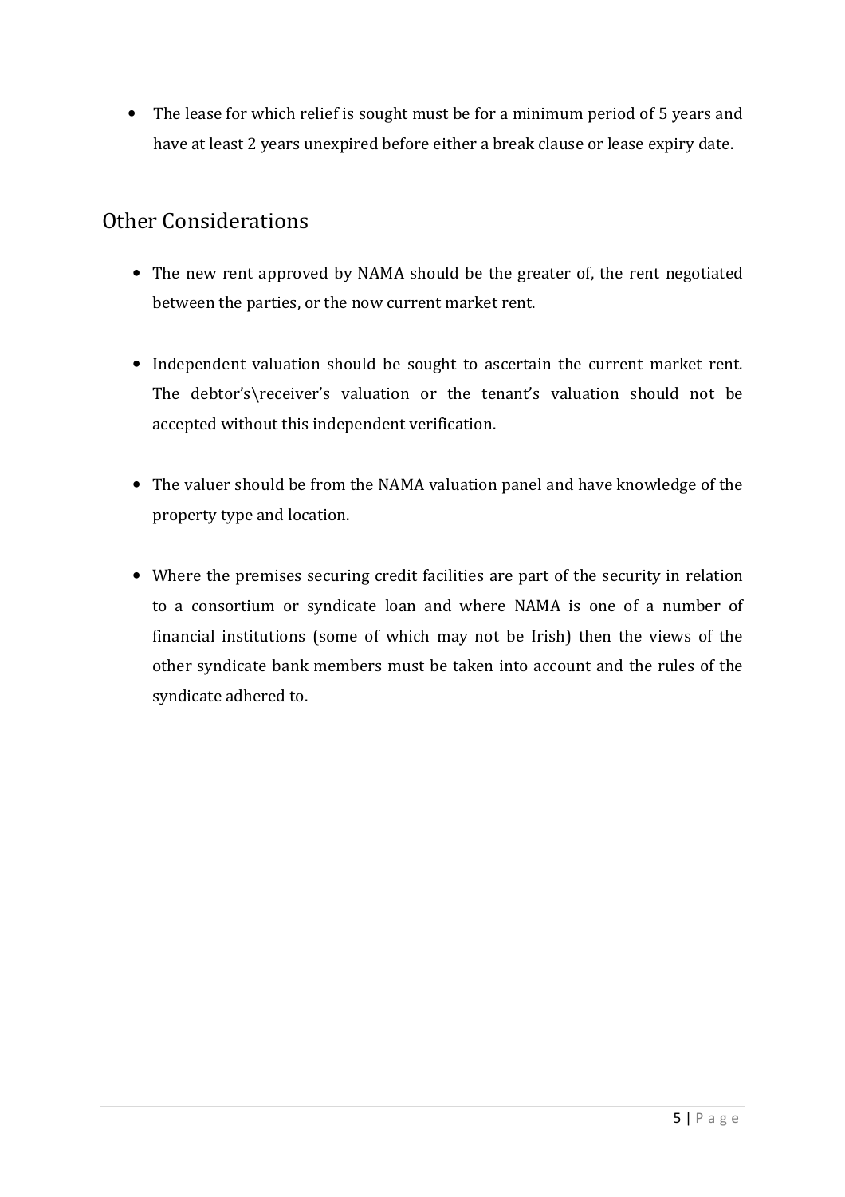- The lease for which relief is sought must be for a minimum period of 5 years and have at least 2 years unexpired before either a break clause or lease expiry date.

## Other Considerations

- The new rent approved by NAMA should be the greater of, the rent negotiated between the parties, or the now current market rent.
- Independent valuation should be sought to ascertain the current market rent. The debtor's\receiver's valuation or the tenant's valuation should not be accepted without this independent verification.
- The valuer should be from the NAMA valuation panel and have knowledge of the property type and location.
- Where the premises securing credit facilities are part of the security in relation to a consortium or syndicate loan and where NAMA is one of a number of financial institutions (some of which may not be Irish) then the views of the other syndicate bank members must be taken into account and the rules of the syndicate adhered to.